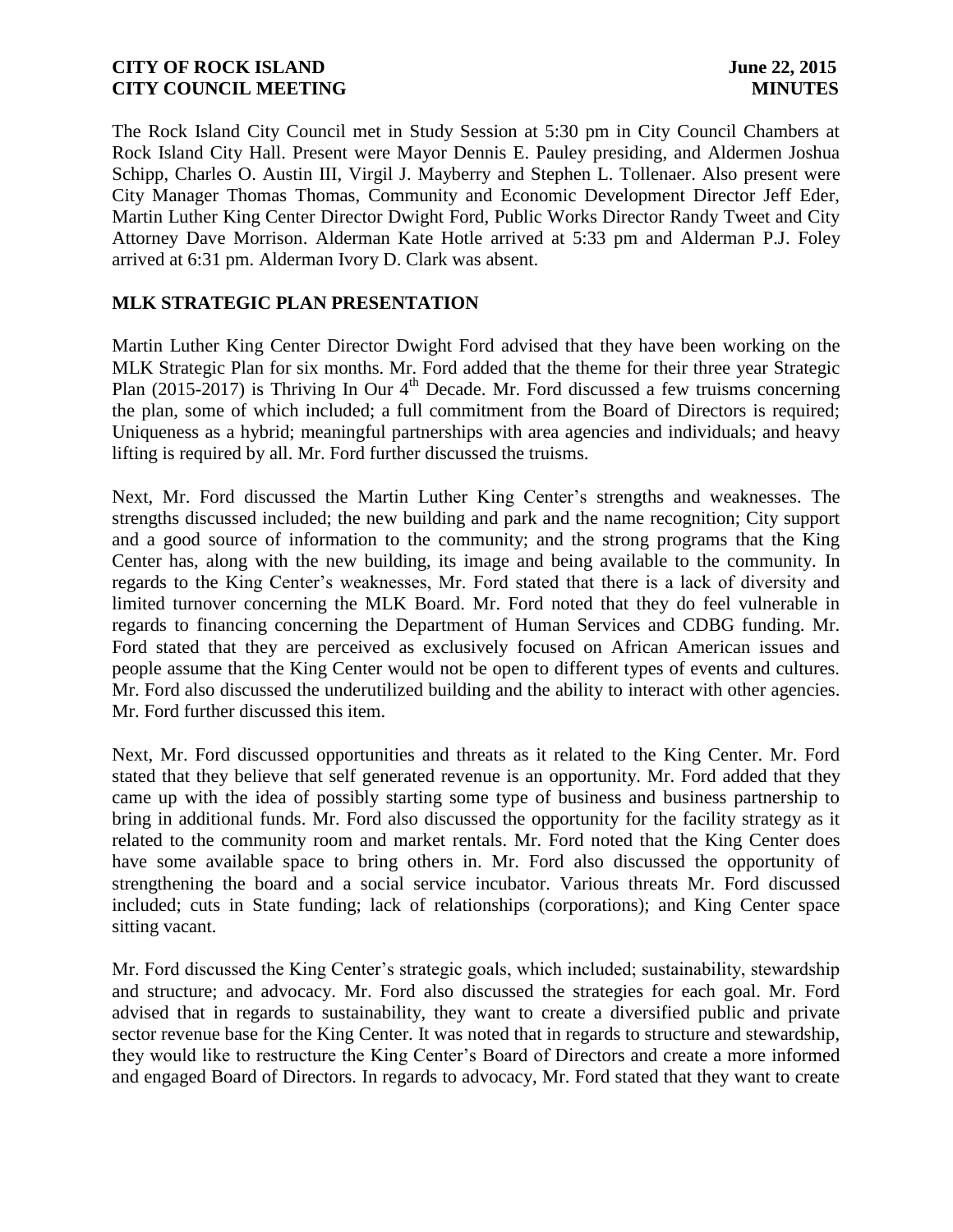The Rock Island City Council met in Study Session at 5:30 pm in City Council Chambers at Rock Island City Hall. Present were Mayor Dennis E. Pauley presiding, and Aldermen Joshua Schipp, Charles O. Austin III, Virgil J. Mayberry and Stephen L. Tollenaer. Also present were City Manager Thomas Thomas, Community and Economic Development Director Jeff Eder, Martin Luther King Center Director Dwight Ford, Public Works Director Randy Tweet and City Attorney Dave Morrison. Alderman Kate Hotle arrived at 5:33 pm and Alderman P.J. Foley arrived at 6:31 pm. Alderman Ivory D. Clark was absent.

## MLK STRATEGIC PLAN PRESENTATION

Martin Luther King Center Director Dwight Ford advised that they have been working on the MLK Strategic Plan for six months. Mr. Ford added that the theme for their three year Strategic Plan (2015-2017) is Thriving In Our 4th Decade. Mr. Ford discussed a few truisms concerning the plan, some of which included; a full commitment from the Board of Directors is required; Uniqueness as a hybrid; meaningful partnerships with area agencies and individuals; and heavy lifting is required by all. Mr. Ford further discussed the truisms.

Next, Mr. Ford discussed the Martin Luther King Center's strengths and weaknesses. The strengths discussed included; the new building and park and the name recognition; City support and a good source of information to the community; and the strong programs that the King Center has, along with the new building, its image and being available to the community. In regards to the King Center's weaknesses, Mr. Ford stated that there is a lack of diversity and limited turnover concerning the MLK Board. Mr. Ford noted that they do feel vulnerable in regards to financing concerning the Department of Human Services and CDBG funding. Mr. Ford stated that they are perceived as exclusively focused on African American issues and people assume that the King Center would not be open to different types of events and cultures. Mr. Ford also discussed the underutilized building and the ability to interact with other agencies. Mr. Ford further discussed this item.

Next, Mr. Ford discussed opportunities and threats as it related to the King Center. Mr. Ford stated that they believe that self generated revenue is an opportunity. Mr. Ford added that they came up with the idea of possibly starting some type of business and business partnership to bring in additional funds. Mr. Ford also discussed the opportunity for the facility strategy as it related to the community room and market rentals. Mr. Ford noted that the King Center does have some available space to bring others in. Mr. Ford also discussed the opportunity of strengthening the board and a social service incubator. Various threats Mr. Ford discussed included; cuts in State funding; lack of relationships (corporations); and King Center space sitting vacant.

Mr. Ford discussed the King Center's strategic goals, which included; sustainability, stewardship and structure; and advocacy. Mr. Ford also discussed the strategies for each goal. Mr. Ford advised that in regards to sustainability, they want to create a diversified public and private sector revenue base for the King Center. It was noted that in regards to structure and stewardship, they would like to restructure the King Center's Board of Directors and create a more informed and engaged Board of Directors. In regards to advocacy, Mr. Ford stated that they want to create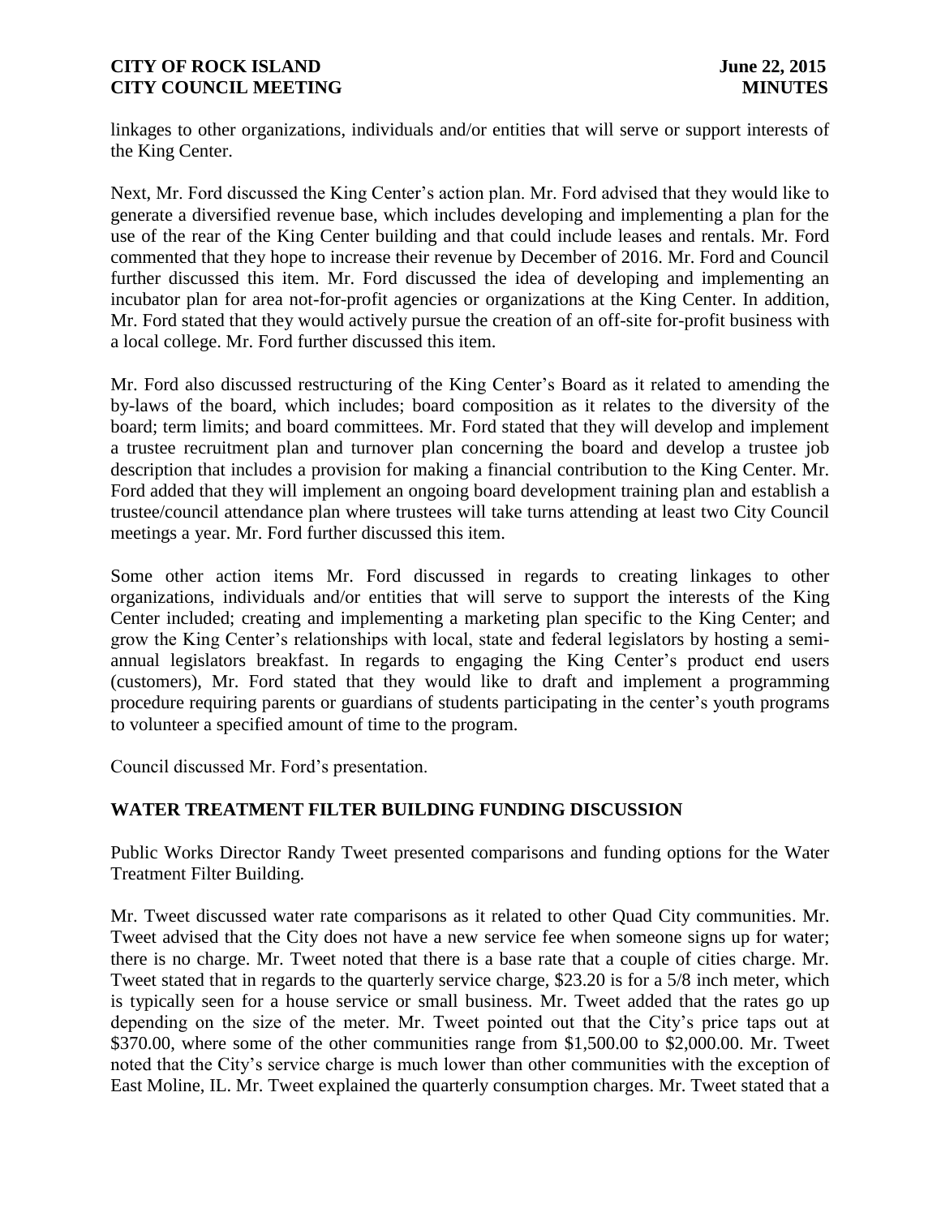linkages to other organizations, individuals and/or entities that will serve or support interests of the King Center.

Next, Mr. Ford discussed the King Center's action plan. Mr. Ford advised that they would like to generate a diversified revenue base, which includes developing and implementing a plan for the use of the rear of the King Center building and that could include leases and rentals. Mr. Ford commented that they hope to increase their revenue by December of 2016. Mr. Ford and Council further discussed this item. Mr. Ford discussed the idea of developing and implementing an incubator plan for area not-for-profit agencies or organizations at the King Center. In addition, Mr. Ford stated that they would actively pursue the creation of an off-site for-profit business with a local college. Mr. Ford further discussed this item.

Mr. Ford also discussed restructuring of the King Center's Board as it related to amending the by-laws of the board, which includes; board composition as it relates to the diversity of the board; term limits; and board committees. Mr. Ford stated that they will develop and implement a trustee recruitment plan and turnover plan concerning the board and develop a trustee job description that includes a provision for making a financial contribution to the King Center. Mr. Ford added that they will implement an ongoing board development training plan and establish a trustee/council attendance plan where trustees will take turns attending at least two City Council meetings a year. Mr. Ford further discussed this item.

Some other action items Mr. Ford discussed in regards to creating linkages to other organizations, individuals and/or entities that will serve to support the interests of the King Center included; creating and implementing a marketing plan specific to the King Center; and grow the King Center's relationships with local, state and federal legislators by hosting a semi-annual legislators breakfast. In regards to engaging the King Center's product end users (customers), Mr. Ford stated that they would like to draft and implement a programming procedure requiring parents or guardians of students participating in the center's youth programs to volunteer a specified amount of time to the program.

Council discussed Mr. Ford's presentation.

## WATER TREATMENT FILTER BUILDING FUNDING DISCUSSION

Public Works Director Randy Tweet presented comparisons and funding options for the Water Treatment Filter Building.

Mr. Tweet discussed water rate comparisons as it related to other Quad City communities. Mr. Tweet advised that the City does not have a new service fee when someone signs up for water; there is no charge. Mr. Tweet noted that there is a base rate that a couple of cities charge. Mr. Tweet stated that in regards to the quarterly service charge, $23.20 is for a 5/8 inch meter, which is typically seen for a house service or small business. Mr. Tweet added that the rates go up depending on the size of the meter. Mr. Tweet pointed out that the City's price taps out at $370.00, where some of the other communities range from $1,500.00 to $2,000.00. Mr. Tweet noted that the City's service charge is much lower than other communities with the exception of East Moline, IL. Mr. Tweet explained the quarterly consumption charges. Mr. Tweet stated that a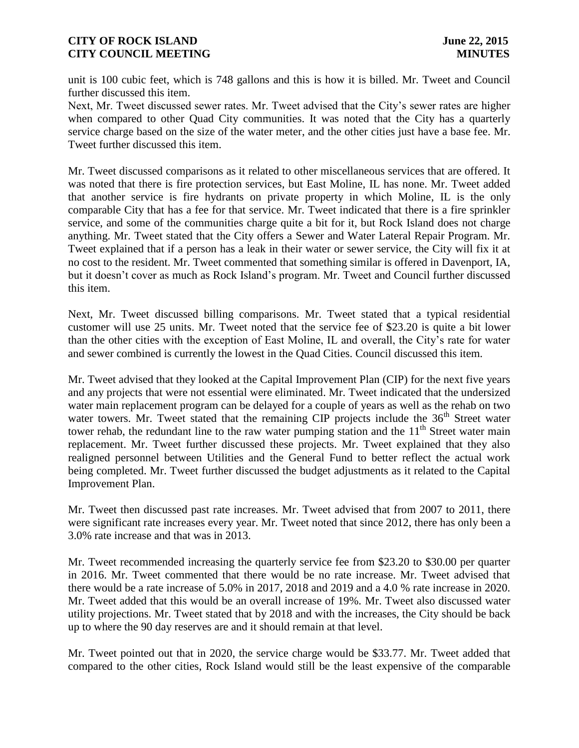unit is 100 cubic feet, which is 748 gallons and this is how it is billed. Mr. Tweet and Council further discussed this item.

Next, Mr. Tweet discussed sewer rates. Mr. Tweet advised that the City's sewer rates are higher when compared to other Quad City communities. It was noted that the City has a quarterly service charge based on the size of the water meter, and the other cities just have a base fee. Mr. Tweet further discussed this item.

Mr. Tweet discussed comparisons as it related to other miscellaneous services that are offered. It was noted that there is fire protection services, but East Moline, IL has none. Mr. Tweet added that another service is fire hydrants on private property in which Moline, IL is the only comparable City that has a fee for that service. Mr. Tweet indicated that there is a fire sprinkler service, and some of the communities charge quite a bit for it, but Rock Island does not charge anything. Mr. Tweet stated that the City offers a Sewer and Water Lateral Repair Program. Mr. Tweet explained that if a person has a leak in their water or sewer service, the City will fix it at no cost to the resident. Mr. Tweet commented that something similar is offered in Davenport, IA, but it doesn't cover as much as Rock Island's program. Mr. Tweet and Council further discussed this item.

Next, Mr. Tweet discussed billing comparisons. Mr. Tweet stated that a typical residential customer will use 25 units. Mr. Tweet noted that the service fee of $23.20 is quite a bit lower than the other cities with the exception of East Moline, IL and overall, the City's rate for water and sewer combined is currently the lowest in the Quad Cities. Council discussed this item.

Mr. Tweet advised that they looked at the Capital Improvement Plan (CIP) for the next five years and any projects that were not essential were eliminated. Mr. Tweet indicated that the undersized water main replacement program can be delayed for a couple of years as well as the rehab on two water towers. Mr. Tweet stated that the remaining CIP projects include the 36th Street water tower rehab, the redundant line to the raw water pumping station and the 11th Street water main replacement. Mr. Tweet further discussed these projects. Mr. Tweet explained that they also realigned personnel between Utilities and the General Fund to better reflect the actual work being completed. Mr. Tweet further discussed the budget adjustments as it related to the Capital Improvement Plan.

Mr. Tweet then discussed past rate increases. Mr. Tweet advised that from 2007 to 2011, there were significant rate increases every year. Mr. Tweet noted that since 2012, there has only been a 3.0% rate increase and that was in 2013.

Mr. Tweet recommended increasing the quarterly service fee from $23.20 to $30.00 per quarter in 2016. Mr. Tweet commented that there would be no rate increase. Mr. Tweet advised that there would be a rate increase of 5.0% in 2017, 2018 and 2019 and a 4.0 % rate increase in 2020. Mr. Tweet added that this would be an overall increase of 19%. Mr. Tweet also discussed water utility projections. Mr. Tweet stated that by 2018 and with the increases, the City should be back up to where the 90 day reserves are and it should remain at that level.

Mr. Tweet pointed out that in 2020, the service charge would be $33.77. Mr. Tweet added that compared to the other cities, Rock Island would still be the least expensive of the comparable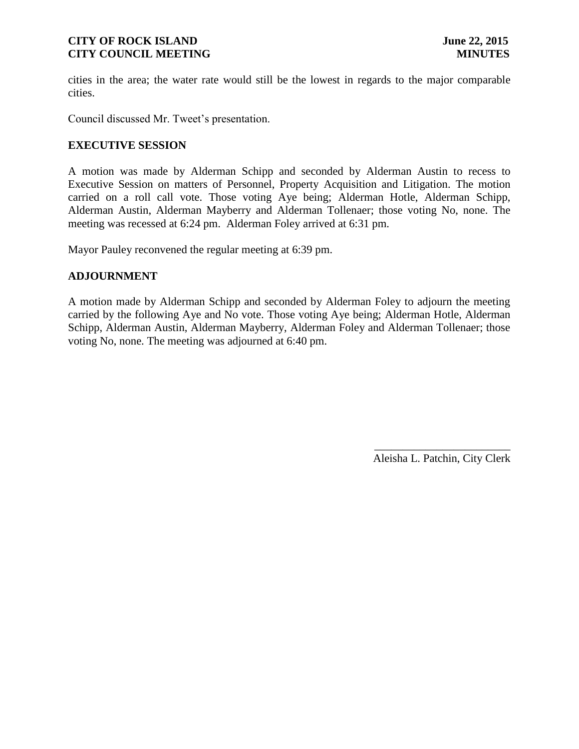cities in the area; the water rate would still be the lowest in regards to the major comparable cities.

Council discussed Mr. Tweet's presentation.

## EXECUTIVE SESSION

A motion was made by Alderman Schipp and seconded by Alderman Austin to recess to Executive Session on matters of Personnel, Property Acquisition and Litigation. The motion carried on a roll call vote. Those voting Aye being; Alderman Hotle, Alderman Schipp, Alderman Austin, Alderman Mayberry and Alderman Tollenaer; those voting No, none. The meeting was recessed at 6:24 pm. Alderman Foley arrived at 6:31 pm.

Mayor Pauley reconvened the regular meeting at 6:39 pm.

## ADJOURNMENT

A motion made by Alderman Schipp and seconded by Alderman Foley to adjourn the meeting carried by the following Aye and No vote. Those voting Aye being; Alderman Hotle, Alderman Schipp, Alderman Austin, Alderman Mayberry, Alderman Foley and Alderman Tollenaer; those voting No, none. The meeting was adjourned at 6:40 pm.

\_\_\_\_\_\_\_\_\_\_\_\_\_\_\_\_\_\_\_\_\_\_\_\_\_\_

Aleisha L. Patchin, City Clerk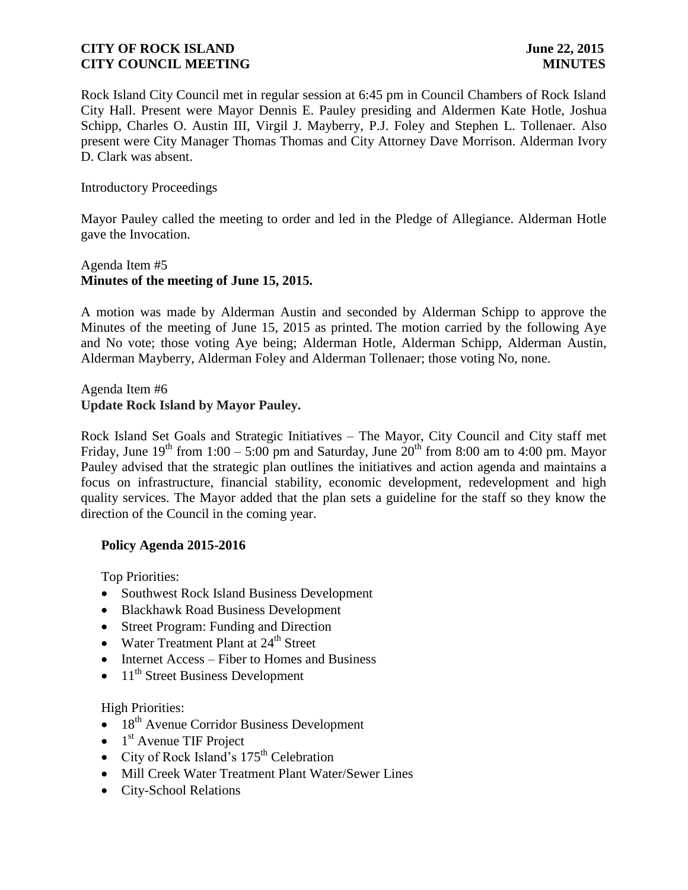Rock Island City Council met in regular session at 6:45 pm in Council Chambers of Rock Island City Hall. Present were Mayor Dennis E. Pauley presiding and Aldermen Kate Hotle, Joshua Schipp, Charles O. Austin III, Virgil J. Mayberry, P.J. Foley and Stephen L. Tollenaer. Also present were City Manager Thomas Thomas and City Attorney Dave Morrison. Alderman Ivory D. Clark was absent.

Introductory Proceedings

Mayor Pauley called the meeting to order and led in the Pledge of Allegiance. Alderman Hotle gave the Invocation.

Agenda Item #5
**Minutes of the meeting of June 15, 2015.**

A motion was made by Alderman Austin and seconded by Alderman Schipp to approve the Minutes of the meeting of June 15, 2015 as printed. The motion carried by the following Aye and No vote; those voting Aye being; Alderman Hotle, Alderman Schipp, Alderman Austin, Alderman Mayberry, Alderman Foley and Alderman Tollenaer; those voting No, none.

Agenda Item #6
**Update Rock Island by Mayor Pauley.**

Rock Island Set Goals and Strategic Initiatives – The Mayor, City Council and City staff met Friday, June 19th from 1:00 – 5:00 pm and Saturday, June 20th from 8:00 am to 4:00 pm. Mayor Pauley advised that the strategic plan outlines the initiatives and action agenda and maintains a focus on infrastructure, financial stability, economic development, redevelopment and high quality services. The Mayor added that the plan sets a guideline for the staff so they know the direction of the Council in the coming year.

**Policy Agenda 2015-2016**

Top Priorities:

- Southwest Rock Island Business Development
- Blackhawk Road Business Development
- Street Program: Funding and Direction
- Water Treatment Plant at 24th Street
- Internet Access – Fiber to Homes and Business
- 11th Street Business Development

High Priorities:

- 18th Avenue Corridor Business Development
- 1st Avenue TIF Project
- City of Rock Island's 175th Celebration
- Mill Creek Water Treatment Plant Water/Sewer Lines
- City-School Relations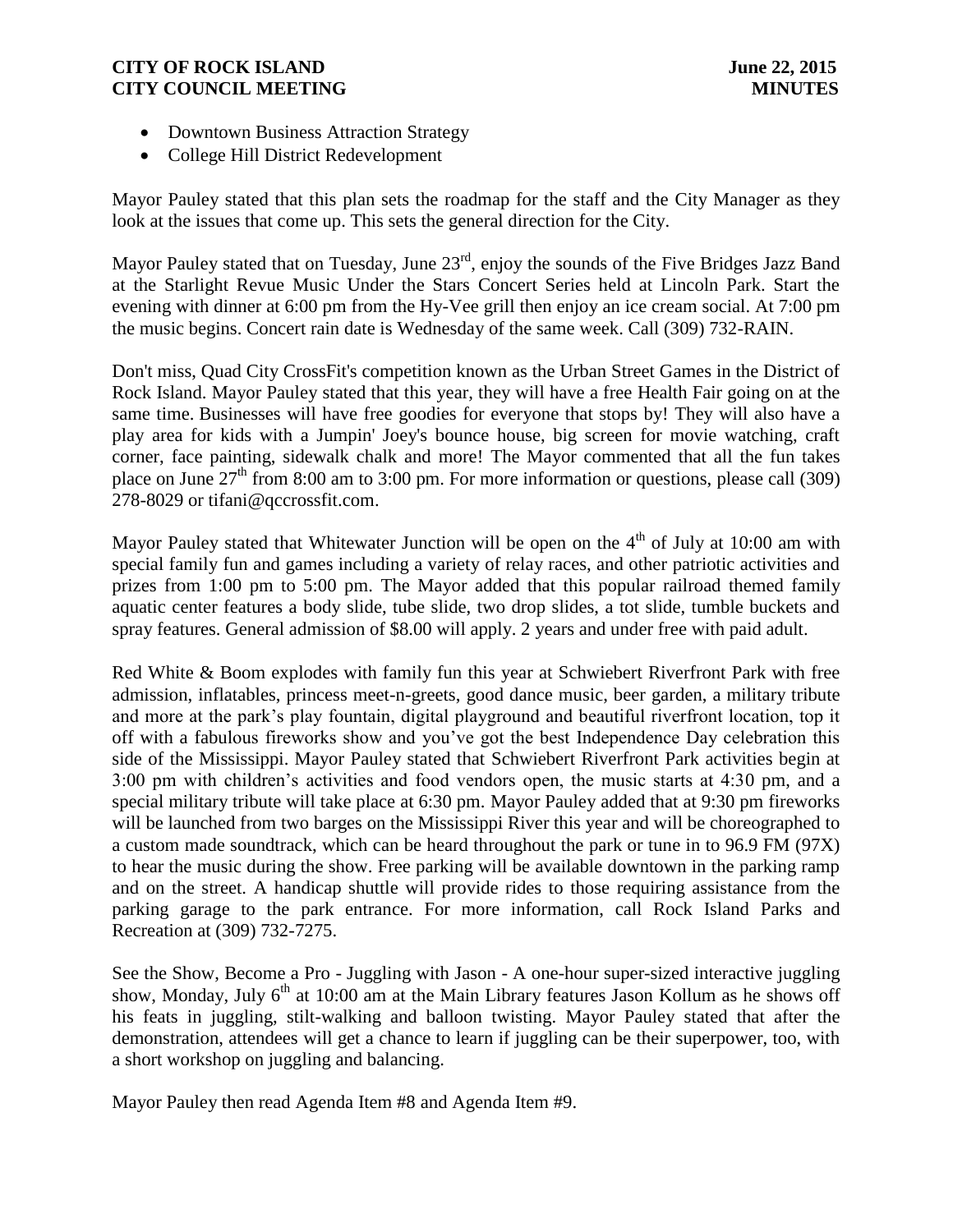- Downtown Business Attraction Strategy
- College Hill District Redevelopment

Mayor Pauley stated that this plan sets the roadmap for the staff and the City Manager as they look at the issues that come up. This sets the general direction for the City.

Mayor Pauley stated that on Tuesday, June 23rd, enjoy the sounds of the Five Bridges Jazz Band at the Starlight Revue Music Under the Stars Concert Series held at Lincoln Park. Start the evening with dinner at 6:00 pm from the Hy-Vee grill then enjoy an ice cream social. At 7:00 pm the music begins. Concert rain date is Wednesday of the same week. Call (309) 732-RAIN.

Don't miss, Quad City CrossFit's competition known as the Urban Street Games in the District of Rock Island. Mayor Pauley stated that this year, they will have a free Health Fair going on at the same time. Businesses will have free goodies for everyone that stops by! They will also have a play area for kids with a Jumpin' Joey's bounce house, big screen for movie watching, craft corner, face painting, sidewalk chalk and more! The Mayor commented that all the fun takes place on June 27th from 8:00 am to 3:00 pm. For more information or questions, please call (309) 278-8029 or tifani@qccrossfit.com.

Mayor Pauley stated that Whitewater Junction will be open on the 4th of July at 10:00 am with special family fun and games including a variety of relay races, and other patriotic activities and prizes from 1:00 pm to 5:00 pm. The Mayor added that this popular railroad themed family aquatic center features a body slide, tube slide, two drop slides, a tot slide, tumble buckets and spray features. General admission of $8.00 will apply. 2 years and under free with paid adult.

Red White & Boom explodes with family fun this year at Schwiebert Riverfront Park with free admission, inflatables, princess meet-n-greets, good dance music, beer garden, a military tribute and more at the park's play fountain, digital playground and beautiful riverfront location, top it off with a fabulous fireworks show and you've got the best Independence Day celebration this side of the Mississippi. Mayor Pauley stated that Schwiebert Riverfront Park activities begin at 3:00 pm with children's activities and food vendors open, the music starts at 4:30 pm, and a special military tribute will take place at 6:30 pm. Mayor Pauley added that at 9:30 pm fireworks will be launched from two barges on the Mississippi River this year and will be choreographed to a custom made soundtrack, which can be heard throughout the park or tune in to 96.9 FM (97X) to hear the music during the show. Free parking will be available downtown in the parking ramp and on the street. A handicap shuttle will provide rides to those requiring assistance from the parking garage to the park entrance. For more information, call Rock Island Parks and Recreation at (309) 732-7275.

See the Show, Become a Pro - Juggling with Jason - A one-hour super-sized interactive juggling show, Monday, July 6th at 10:00 am at the Main Library features Jason Kollum as he shows off his feats in juggling, stilt-walking and balloon twisting. Mayor Pauley stated that after the demonstration, attendees will get a chance to learn if juggling can be their superpower, too, with a short workshop on juggling and balancing.

Mayor Pauley then read Agenda Item #8 and Agenda Item #9.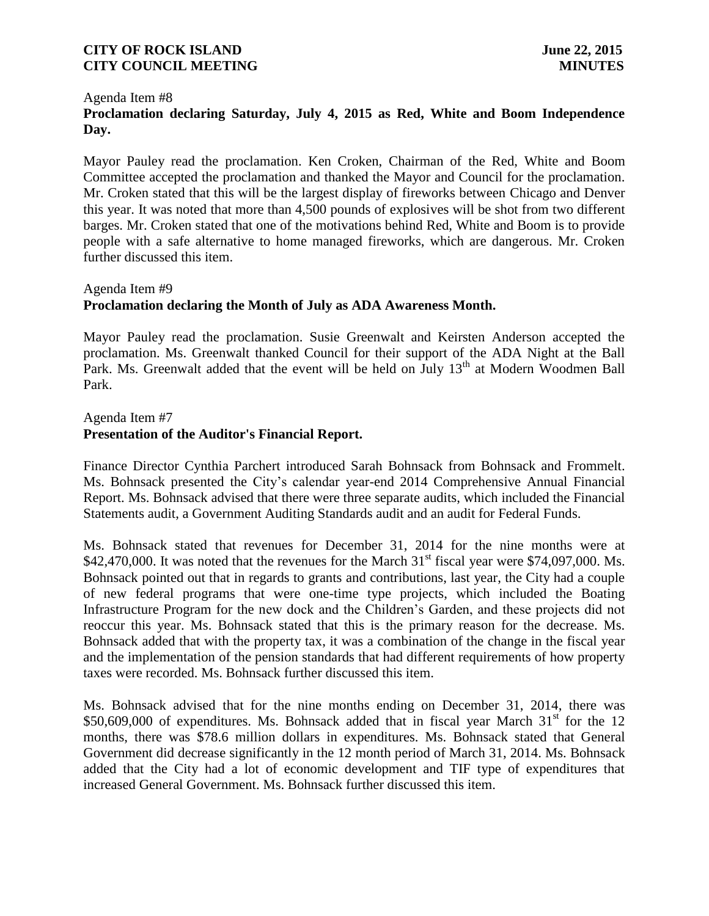Agenda Item #8

**Proclamation declaring Saturday, July 4, 2015 as Red, White and Boom Independence Day.**

Mayor Pauley read the proclamation. Ken Croken, Chairman of the Red, White and Boom Committee accepted the proclamation and thanked the Mayor and Council for the proclamation. Mr. Croken stated that this will be the largest display of fireworks between Chicago and Denver this year. It was noted that more than 4,500 pounds of explosives will be shot from two different barges. Mr. Croken stated that one of the motivations behind Red, White and Boom is to provide people with a safe alternative to home managed fireworks, which are dangerous. Mr. Croken further discussed this item.

Agenda Item #9

**Proclamation declaring the Month of July as ADA Awareness Month.**

Mayor Pauley read the proclamation. Susie Greenwalt and Keirsten Anderson accepted the proclamation. Ms. Greenwalt thanked Council for their support of the ADA Night at the Ball Park. Ms. Greenwalt added that the event will be held on July 13th at Modern Woodmen Ball Park.

Agenda Item #7

**Presentation of the Auditor's Financial Report.**

Finance Director Cynthia Parchert introduced Sarah Bohnsack from Bohnsack and Frommelt. Ms. Bohnsack presented the City's calendar year-end 2014 Comprehensive Annual Financial Report. Ms. Bohnsack advised that there were three separate audits, which included the Financial Statements audit, a Government Auditing Standards audit and an audit for Federal Funds.

Ms. Bohnsack stated that revenues for December 31, 2014 for the nine months were at $42,470,000. It was noted that the revenues for the March 31st fiscal year were $74,097,000. Ms. Bohnsack pointed out that in regards to grants and contributions, last year, the City had a couple of new federal programs that were one-time type projects, which included the Boating Infrastructure Program for the new dock and the Children's Garden, and these projects did not reoccur this year. Ms. Bohnsack stated that this is the primary reason for the decrease. Ms. Bohnsack added that with the property tax, it was a combination of the change in the fiscal year and the implementation of the pension standards that had different requirements of how property taxes were recorded. Ms. Bohnsack further discussed this item.

Ms. Bohnsack advised that for the nine months ending on December 31, 2014, there was $50,609,000 of expenditures. Ms. Bohnsack added that in fiscal year March 31st for the 12 months, there was $78.6 million dollars in expenditures. Ms. Bohnsack stated that General Government did decrease significantly in the 12 month period of March 31, 2014. Ms. Bohnsack added that the City had a lot of economic development and TIF type of expenditures that increased General Government. Ms. Bohnsack further discussed this item.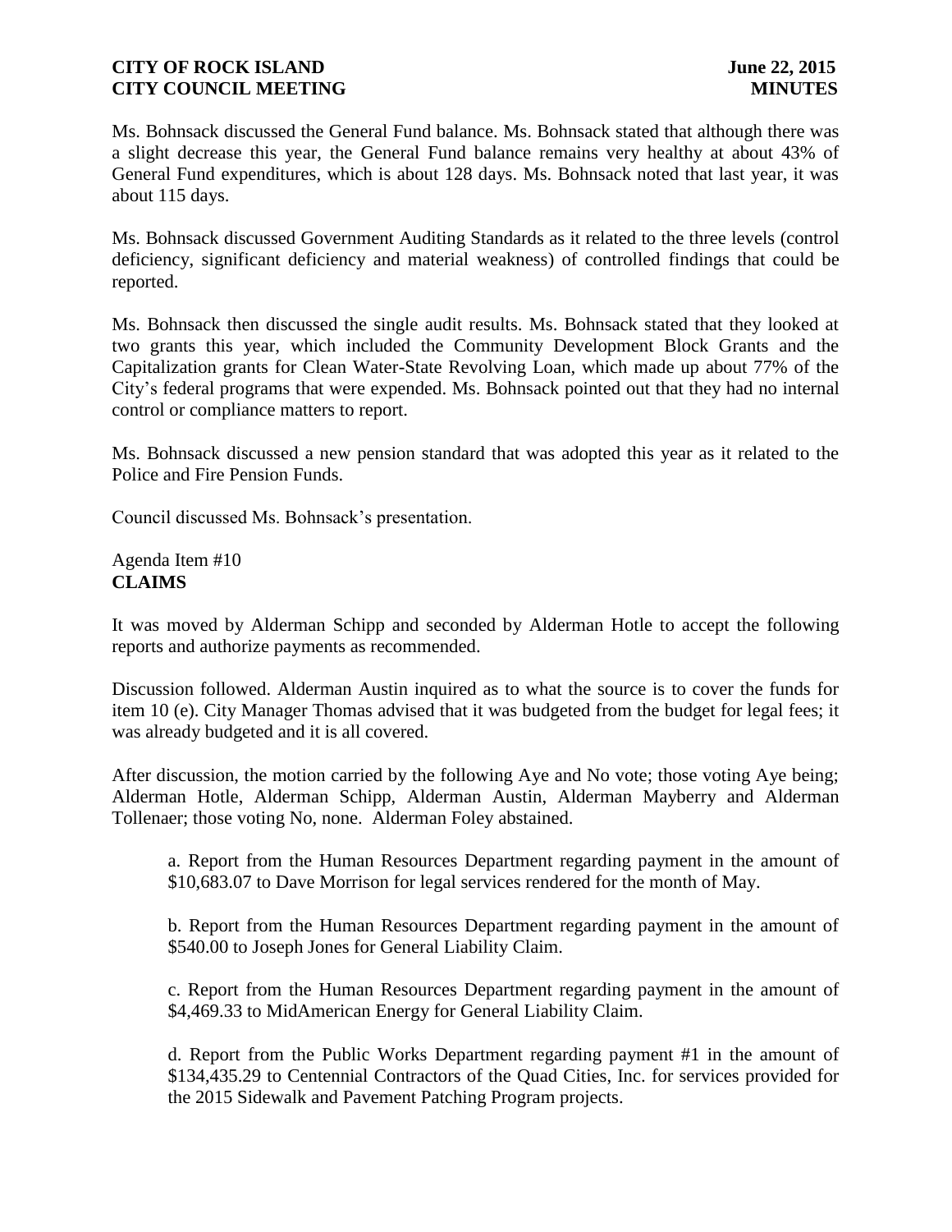Ms. Bohnsack discussed the General Fund balance. Ms. Bohnsack stated that although there was a slight decrease this year, the General Fund balance remains very healthy at about 43% of General Fund expenditures, which is about 128 days. Ms. Bohnsack noted that last year, it was about 115 days.

Ms. Bohnsack discussed Government Auditing Standards as it related to the three levels (control deficiency, significant deficiency and material weakness) of controlled findings that could be reported.

Ms. Bohnsack then discussed the single audit results. Ms. Bohnsack stated that they looked at two grants this year, which included the Community Development Block Grants and the Capitalization grants for Clean Water-State Revolving Loan, which made up about 77% of the City's federal programs that were expended. Ms. Bohnsack pointed out that they had no internal control or compliance matters to report.

Ms. Bohnsack discussed a new pension standard that was adopted this year as it related to the Police and Fire Pension Funds.

Council discussed Ms. Bohnsack's presentation.

Agenda Item #10
**CLAIMS**

It was moved by Alderman Schipp and seconded by Alderman Hotle to accept the following reports and authorize payments as recommended.

Discussion followed. Alderman Austin inquired as to what the source is to cover the funds for item 10 (e). City Manager Thomas advised that it was budgeted from the budget for legal fees; it was already budgeted and it is all covered.

After discussion, the motion carried by the following Aye and No vote; those voting Aye being; Alderman Hotle, Alderman Schipp, Alderman Austin, Alderman Mayberry and Alderman Tollenaer; those voting No, none. Alderman Foley abstained.

a. Report from the Human Resources Department regarding payment in the amount of $10,683.07 to Dave Morrison for legal services rendered for the month of May.

b. Report from the Human Resources Department regarding payment in the amount of $540.00 to Joseph Jones for General Liability Claim.

c. Report from the Human Resources Department regarding payment in the amount of $4,469.33 to MidAmerican Energy for General Liability Claim.

d. Report from the Public Works Department regarding payment #1 in the amount of $134,435.29 to Centennial Contractors of the Quad Cities, Inc. for services provided for the 2015 Sidewalk and Pavement Patching Program projects.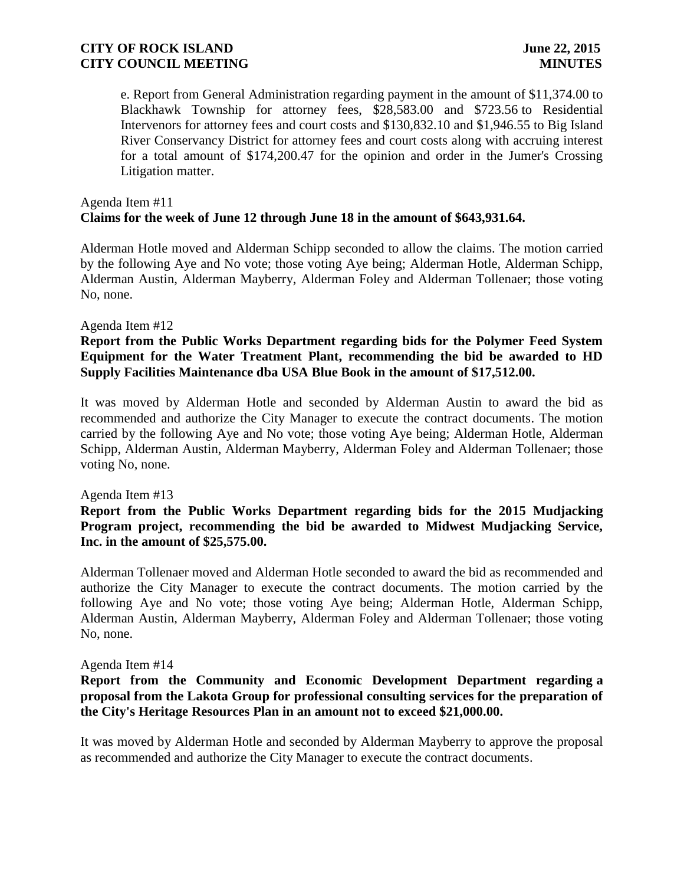e. Report from General Administration regarding payment in the amount of $11,374.00 to Blackhawk Township for attorney fees, $28,583.00 and $723.56 to Residential Intervenors for attorney fees and court costs and $130,832.10 and $1,946.55 to Big Island River Conservancy District for attorney fees and court costs along with accruing interest for a total amount of $174,200.47 for the opinion and order in the Jumer's Crossing Litigation matter.

Agenda Item #11
**Claims for the week of June 12 through June 18 in the amount of $643,931.64.**

Alderman Hotle moved and Alderman Schipp seconded to allow the claims. The motion carried by the following Aye and No vote; those voting Aye being; Alderman Hotle, Alderman Schipp, Alderman Austin, Alderman Mayberry, Alderman Foley and Alderman Tollenaer; those voting No, none.

Agenda Item #12
**Report from the Public Works Department regarding bids for the Polymer Feed System Equipment for the Water Treatment Plant, recommending the bid be awarded to HD Supply Facilities Maintenance dba USA Blue Book in the amount of $17,512.00.**

It was moved by Alderman Hotle and seconded by Alderman Austin to award the bid as recommended and authorize the City Manager to execute the contract documents. The motion carried by the following Aye and No vote; those voting Aye being; Alderman Hotle, Alderman Schipp, Alderman Austin, Alderman Mayberry, Alderman Foley and Alderman Tollenaer; those voting No, none.

Agenda Item #13
**Report from the Public Works Department regarding bids for the 2015 Mudjacking Program project, recommending the bid be awarded to Midwest Mudjacking Service, Inc. in the amount of $25,575.00.**

Alderman Tollenaer moved and Alderman Hotle seconded to award the bid as recommended and authorize the City Manager to execute the contract documents. The motion carried by the following Aye and No vote; those voting Aye being; Alderman Hotle, Alderman Schipp, Alderman Austin, Alderman Mayberry, Alderman Foley and Alderman Tollenaer; those voting No, none.

Agenda Item #14
**Report from the Community and Economic Development Department regarding a proposal from the Lakota Group for professional consulting services for the preparation of the City's Heritage Resources Plan in an amount not to exceed $21,000.00.**

It was moved by Alderman Hotle and seconded by Alderman Mayberry to approve the proposal as recommended and authorize the City Manager to execute the contract documents.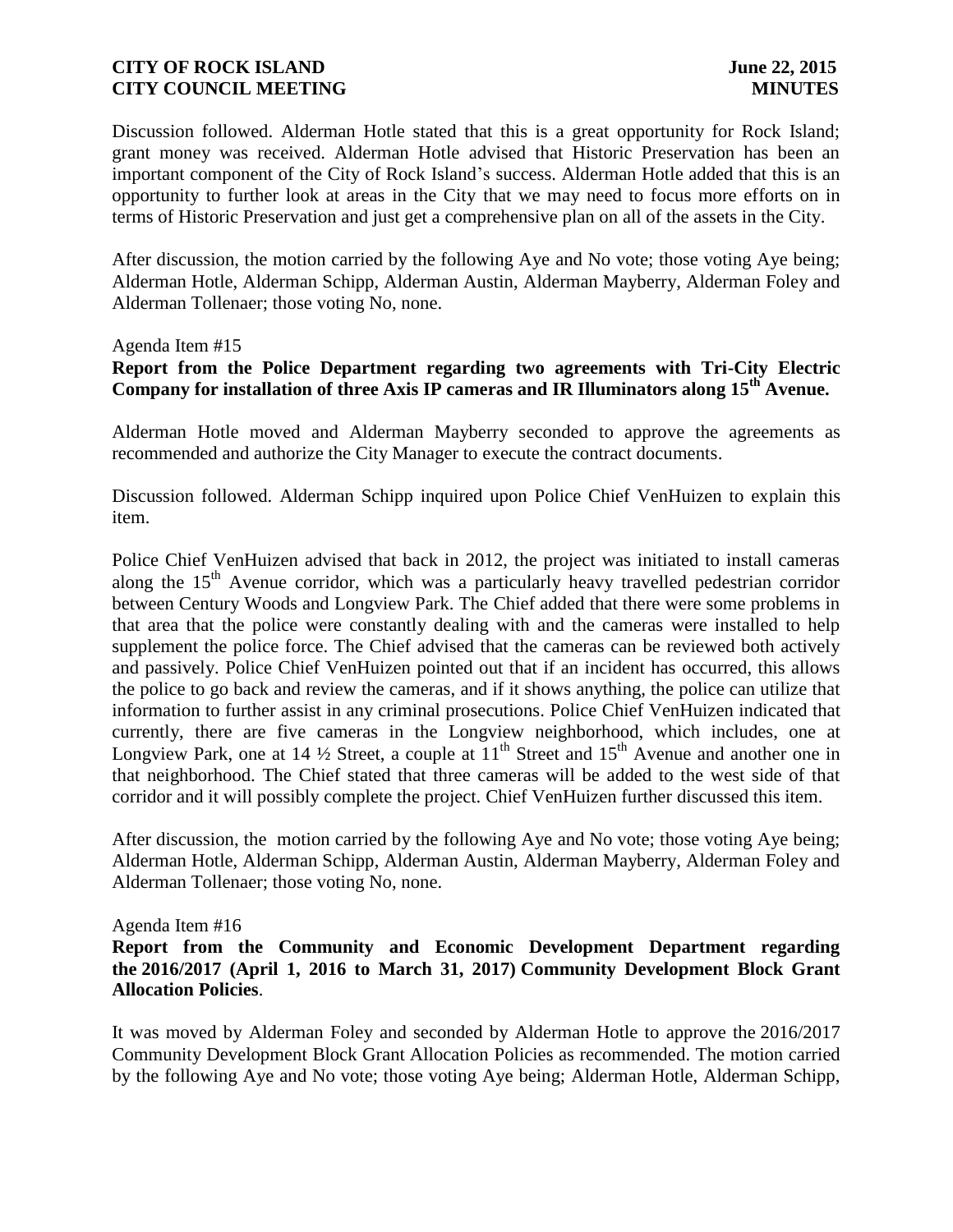Discussion followed. Alderman Hotle stated that this is a great opportunity for Rock Island; grant money was received. Alderman Hotle advised that Historic Preservation has been an important component of the City of Rock Island's success. Alderman Hotle added that this is an opportunity to further look at areas in the City that we may need to focus more efforts on in terms of Historic Preservation and just get a comprehensive plan on all of the assets in the City.

After discussion, the motion carried by the following Aye and No vote; those voting Aye being; Alderman Hotle, Alderman Schipp, Alderman Austin, Alderman Mayberry, Alderman Foley and Alderman Tollenaer; those voting No, none.

Agenda Item #15

**Report from the Police Department regarding two agreements with Tri-City Electric Company for installation of three Axis IP cameras and IR Illuminators along 15th Avenue.**

Alderman Hotle moved and Alderman Mayberry seconded to approve the agreements as recommended and authorize the City Manager to execute the contract documents.

Discussion followed. Alderman Schipp inquired upon Police Chief VenHuizen to explain this item.

Police Chief VenHuizen advised that back in 2012, the project was initiated to install cameras along the 15th Avenue corridor, which was a particularly heavy travelled pedestrian corridor between Century Woods and Longview Park. The Chief added that there were some problems in that area that the police were constantly dealing with and the cameras were installed to help supplement the police force. The Chief advised that the cameras can be reviewed both actively and passively. Police Chief VenHuizen pointed out that if an incident has occurred, this allows the police to go back and review the cameras, and if it shows anything, the police can utilize that information to further assist in any criminal prosecutions. Police Chief VenHuizen indicated that currently, there are five cameras in the Longview neighborhood, which includes, one at Longview Park, one at 14 ½ Street, a couple at 11th Street and 15th Avenue and another one in that neighborhood. The Chief stated that three cameras will be added to the west side of that corridor and it will possibly complete the project. Chief VenHuizen further discussed this item.

After discussion, the motion carried by the following Aye and No vote; those voting Aye being; Alderman Hotle, Alderman Schipp, Alderman Austin, Alderman Mayberry, Alderman Foley and Alderman Tollenaer; those voting No, none.

Agenda Item #16

**Report from the Community and Economic Development Department regarding the 2016/2017 (April 1, 2016 to March 31, 2017) Community Development Block Grant Allocation Policies**.

It was moved by Alderman Foley and seconded by Alderman Hotle to approve the 2016/2017 Community Development Block Grant Allocation Policies as recommended. The motion carried by the following Aye and No vote; those voting Aye being; Alderman Hotle, Alderman Schipp,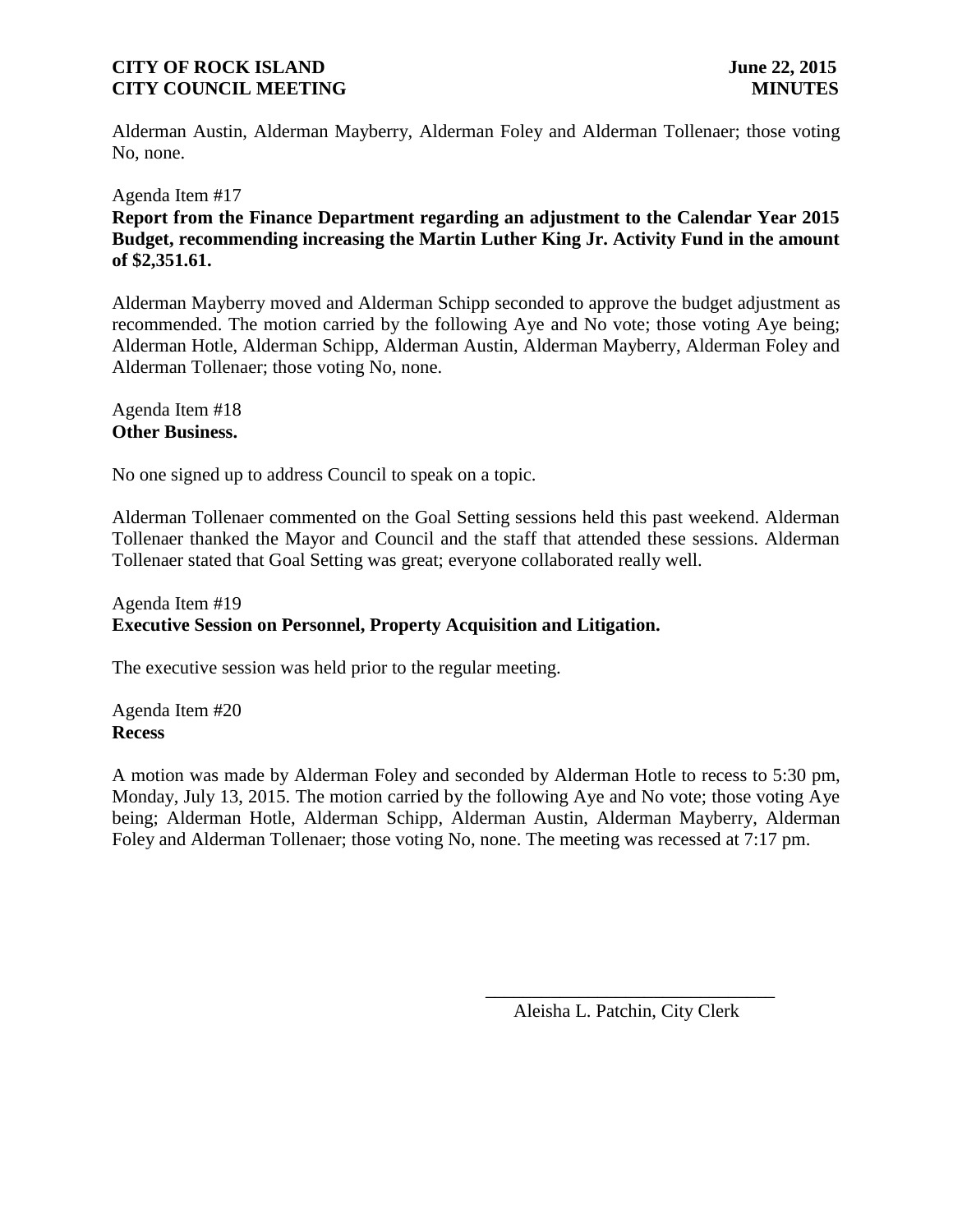Alderman Austin, Alderman Mayberry, Alderman Foley and Alderman Tollenaer; those voting No, none.

Agenda Item #17

**Report from the Finance Department regarding an adjustment to the Calendar Year 2015 Budget, recommending increasing the Martin Luther King Jr. Activity Fund in the amount of $2,351.61.**

Alderman Mayberry moved and Alderman Schipp seconded to approve the budget adjustment as recommended. The motion carried by the following Aye and No vote; those voting Aye being; Alderman Hotle, Alderman Schipp, Alderman Austin, Alderman Mayberry, Alderman Foley and Alderman Tollenaer; those voting No, none.

Agenda Item #18

**Other Business.**

No one signed up to address Council to speak on a topic.

Alderman Tollenaer commented on the Goal Setting sessions held this past weekend. Alderman Tollenaer thanked the Mayor and Council and the staff that attended these sessions. Alderman Tollenaer stated that Goal Setting was great; everyone collaborated really well.

Agenda Item #19

**Executive Session on Personnel, Property Acquisition and Litigation.**

The executive session was held prior to the regular meeting.

Agenda Item #20

**Recess**

A motion was made by Alderman Foley and seconded by Alderman Hotle to recess to 5:30 pm, Monday, July 13, 2015. The motion carried by the following Aye and No vote; those voting Aye being; Alderman Hotle, Alderman Schipp, Alderman Austin, Alderman Mayberry, Alderman Foley and Alderman Tollenaer; those voting No, none. The meeting was recessed at 7:17 pm.

\_\_\_\_\_\_\_\_\_\_\_\_\_\_\_\_\_\_\_\_\_\_\_\_\_\_\_\_\_\_\_\_

Aleisha L. Patchin, City Clerk